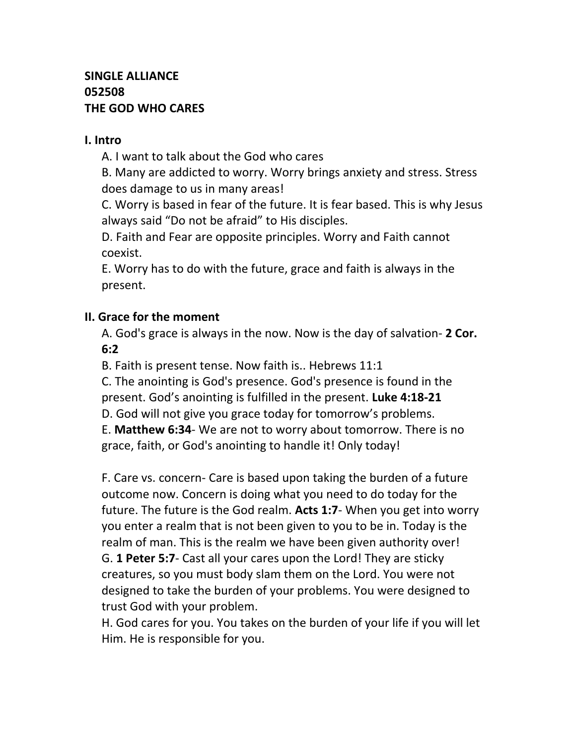**SINGLE ALLIANCE**
**052508**
**THE GOD WHO CARES**

## I. Intro

A. I want to talk about the God who cares

B. Many are addicted to worry. Worry brings anxiety and stress. Stress does damage to us in many areas!

C. Worry is based in fear of the future. It is fear based. This is why Jesus always said "Do not be afraid" to His disciples.

D. Faith and Fear are opposite principles. Worry and Faith cannot coexist.

E. Worry has to do with the future, grace and faith is always in the present.

## II. Grace for the moment

A. God's grace is always in the now. Now is the day of salvation- **2 Cor. 6:2**

B. Faith is present tense. Now faith is.. Hebrews 11:1

C. The anointing is God's presence. God's presence is found in the present. God's anointing is fulfilled in the present. **Luke 4:18-21**

D. God will not give you grace today for tomorrow's problems.

E. **Matthew 6:34**- We are not to worry about tomorrow. There is no grace, faith, or God's anointing to handle it! Only today!

F. Care vs. concern- Care is based upon taking the burden of a future outcome now. Concern is doing what you need to do today for the future. The future is the God realm. **Acts 1:7**- When you get into worry you enter a realm that is not been given to you to be in. Today is the realm of man. This is the realm we have been given authority over!

G. **1 Peter 5:7**- Cast all your cares upon the Lord! They are sticky creatures, so you must body slam them on the Lord. You were not designed to take the burden of your problems. You were designed to trust God with your problem.

H. God cares for you. You takes on the burden of your life if you will let Him. He is responsible for you.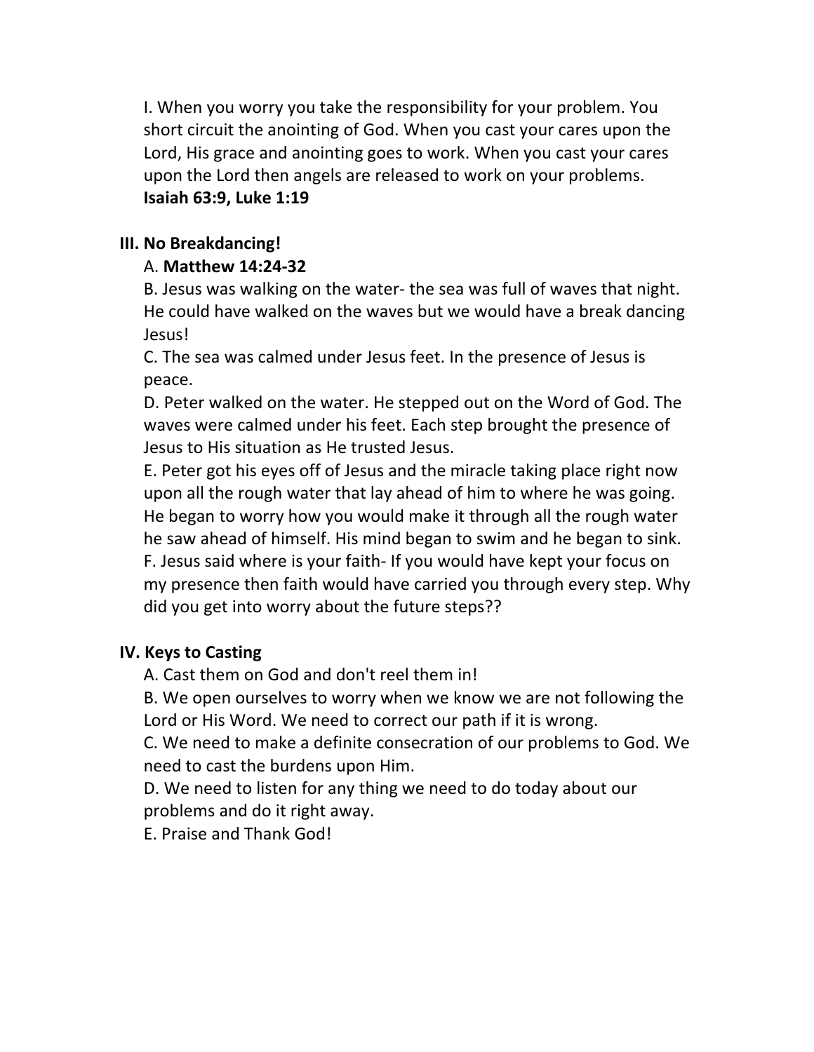I. When you worry you take the responsibility for your problem. You short circuit the anointing of God. When you cast your cares upon the Lord, His grace and anointing goes to work. When you cast your cares upon the Lord then angels are released to work on your problems. **Isaiah 63:9, Luke 1:19**

## III. No Breakdancing!

A. **Matthew 14:24-32**

B. Jesus was walking on the water- the sea was full of waves that night. He could have walked on the waves but we would have a break dancing Jesus!

C. The sea was calmed under Jesus feet. In the presence of Jesus is peace.

D. Peter walked on the water. He stepped out on the Word of God. The waves were calmed under his feet. Each step brought the presence of Jesus to His situation as He trusted Jesus.

E. Peter got his eyes off of Jesus and the miracle taking place right now upon all the rough water that lay ahead of him to where he was going. He began to worry how you would make it through all the rough water he saw ahead of himself. His mind began to swim and he began to sink.

F. Jesus said where is your faith- If you would have kept your focus on my presence then faith would have carried you through every step. Why did you get into worry about the future steps??

## IV. Keys to Casting

A. Cast them on God and don't reel them in!

B. We open ourselves to worry when we know we are not following the Lord or His Word. We need to correct our path if it is wrong.

C. We need to make a definite consecration of our problems to God. We need to cast the burdens upon Him.

D. We need to listen for any thing we need to do today about our problems and do it right away.

E. Praise and Thank God!